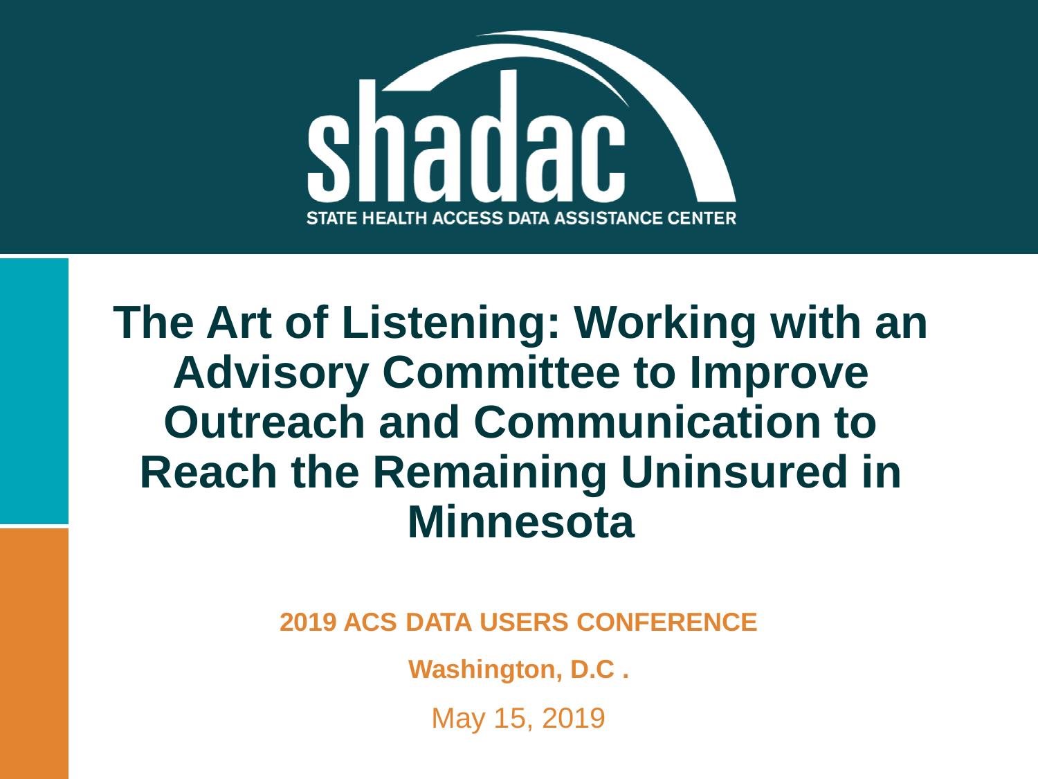shadac

STATE HEALTH ACCESS DATA ASSISTANCE CENTER

# The Art of Listening: Working with an Advisory Committee to Improve Outreach and Communication to Reach the Remaining Uninsured in Minnesota

**2019 ACS DATA USERS CONFERENCE**

**Washington, D.C .**

May 15, 2019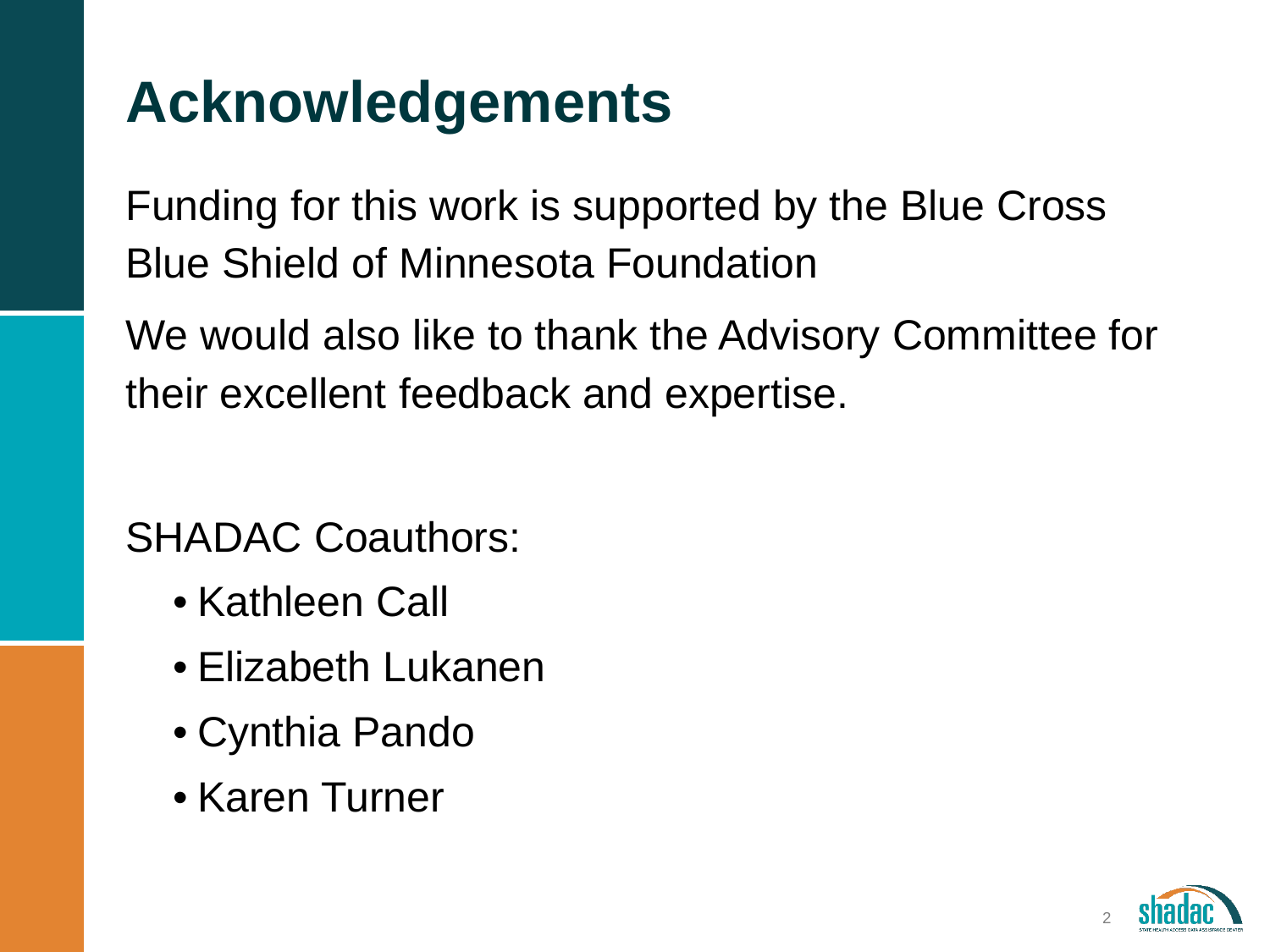# Acknowledgements

Funding for this work is supported by the Blue Cross Blue Shield of Minnesota Foundation

We would also like to thank the Advisory Committee for their excellent feedback and expertise.

SHADAC Coauthors:

- Kathleen Call
- Elizabeth Lukanen
- Cynthia Pando
- Karen Turner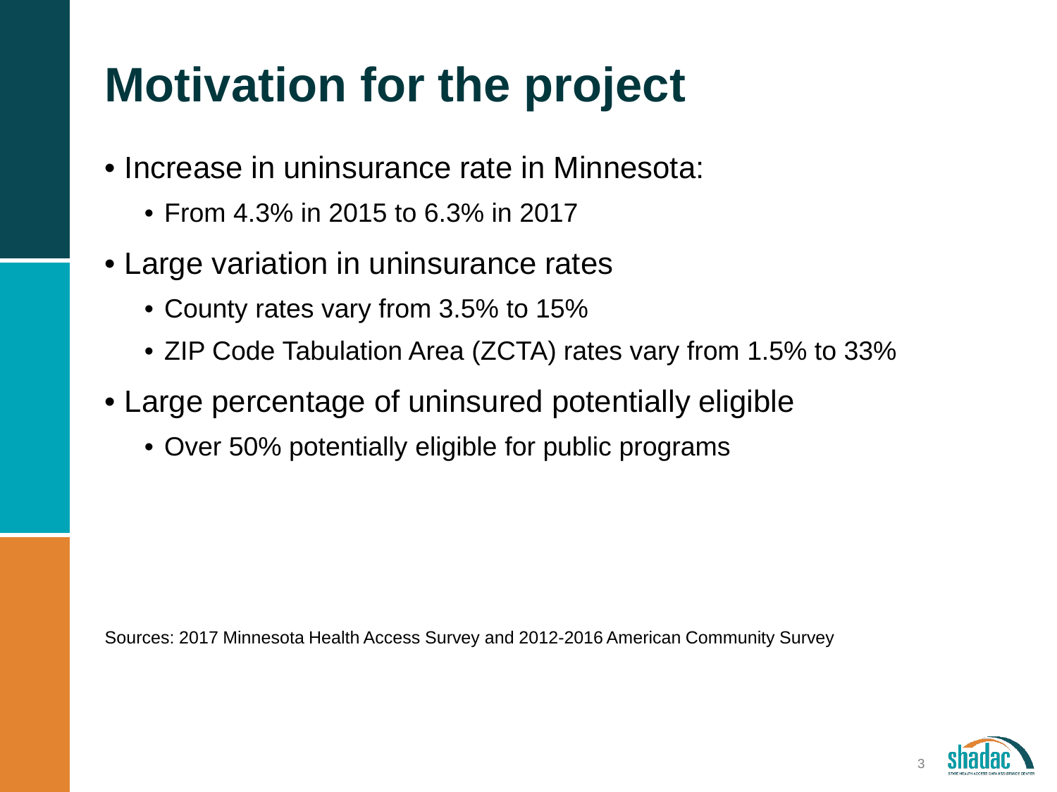# Motivation for the project

- Increase in uninsurance rate in Minnesota:
  - From 4.3% in 2015 to 6.3% in 2017
- Large variation in uninsurance rates
  - County rates vary from 3.5% to 15%
  - ZIP Code Tabulation Area (ZCTA) rates vary from 1.5% to 33%
- Large percentage of uninsured potentially eligible
  - Over 50% potentially eligible for public programs

Sources: 2017 Minnesota Health Access Survey and 2012-2016 American Community Survey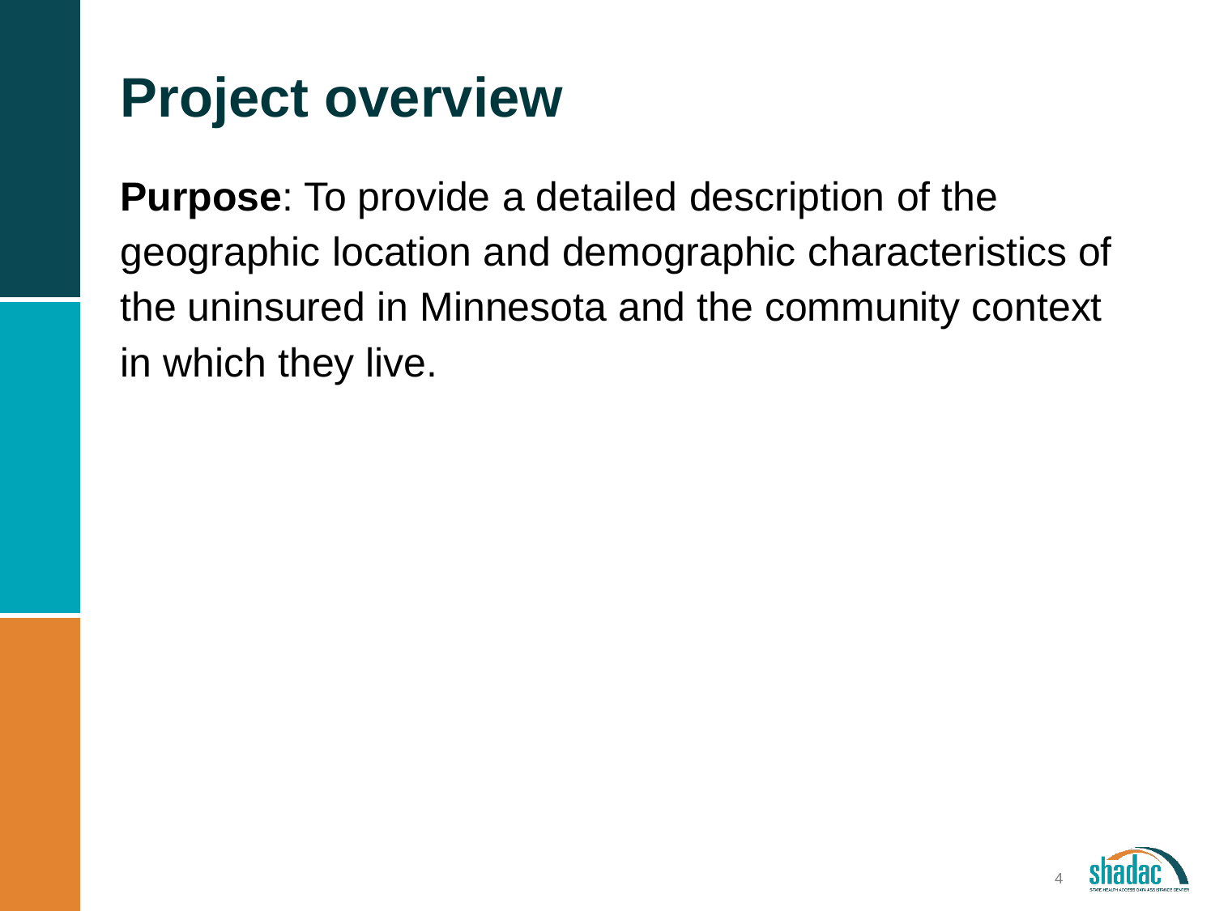# Project overview

**Purpose**: To provide a detailed description of the geographic location and demographic characteristics of the uninsured in Minnesota and the community context in which they live.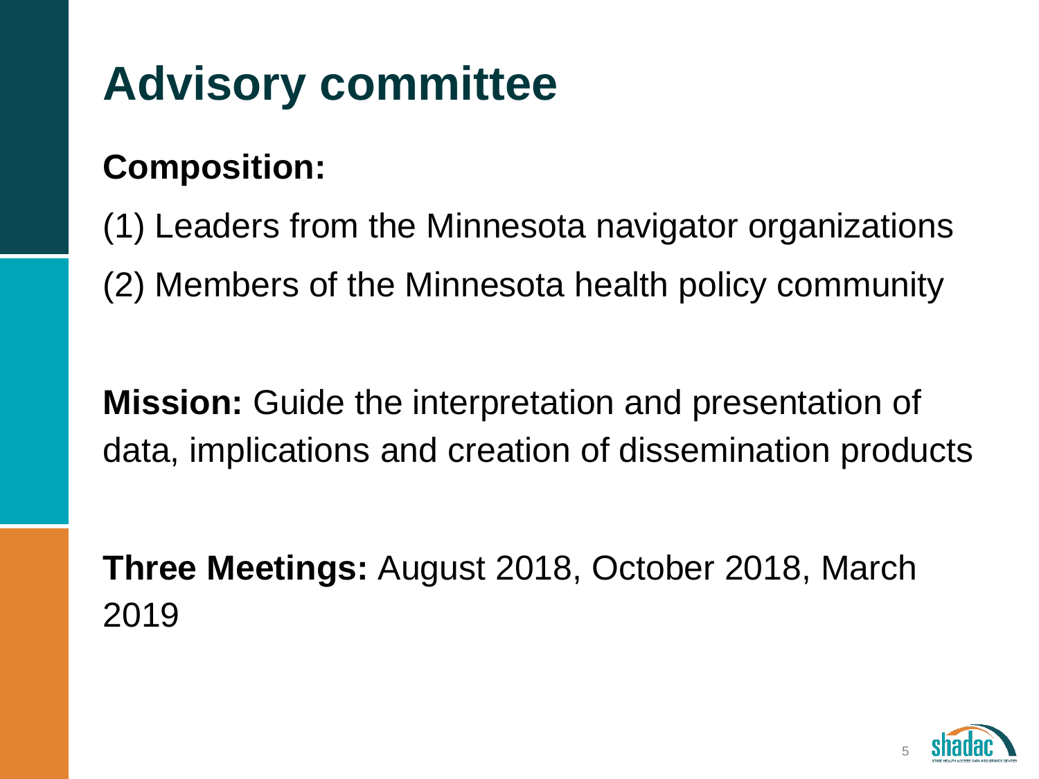# Advisory committee

**Composition:**

(1) Leaders from the Minnesota navigator organizations

(2) Members of the Minnesota health policy community

**Mission:** Guide the interpretation and presentation of data, implications and creation of dissemination products

**Three Meetings:** August 2018, October 2018, March 2019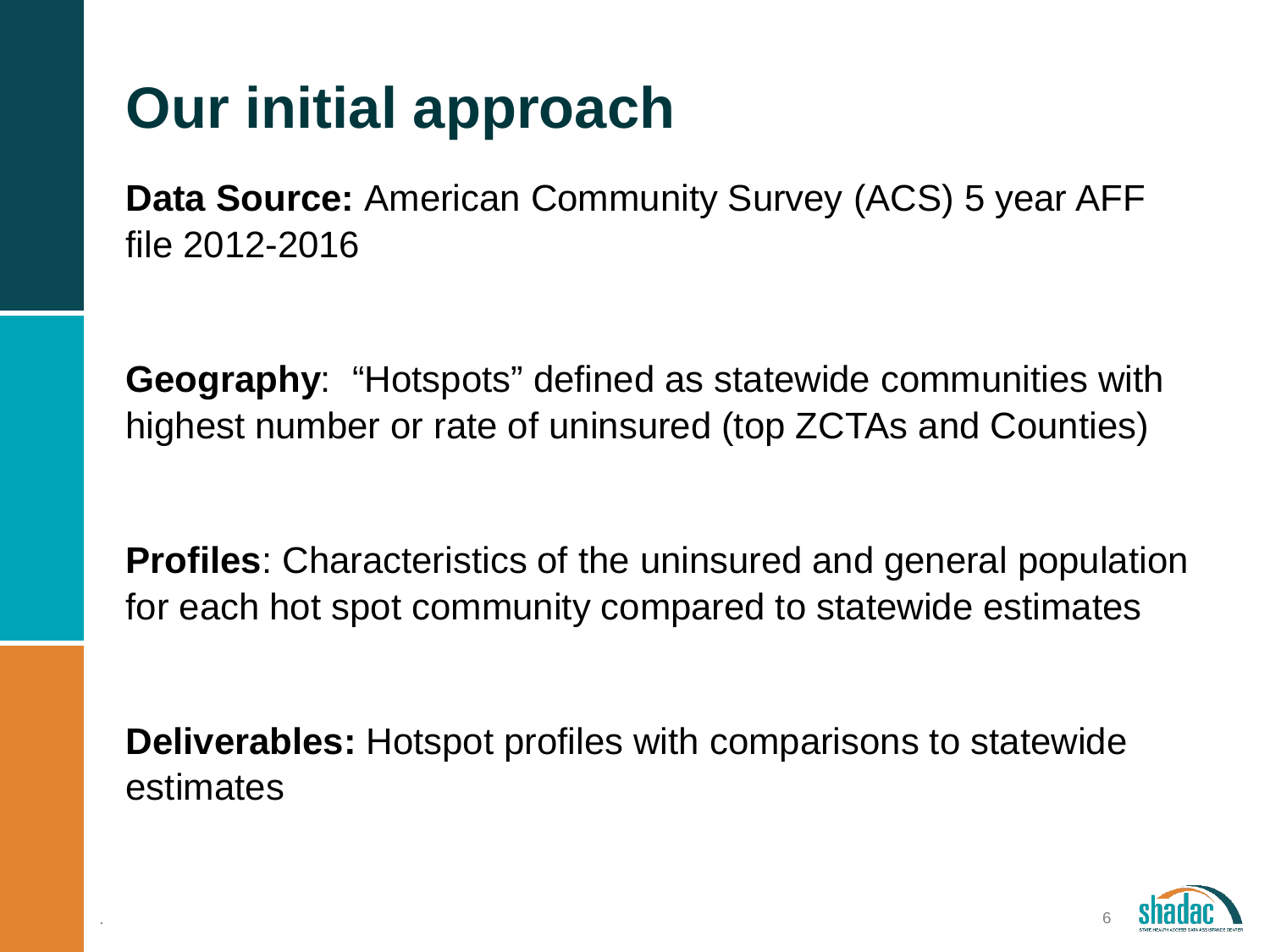# Our initial approach

**Data Source:** American Community Survey (ACS) 5 year AFF file 2012-2016

**Geography**: “Hotspots” defined as statewide communities with highest number or rate of uninsured (top ZCTAs and Counties)

**Profiles**: Characteristics of the uninsured and general population for each hot spot community compared to statewide estimates

**Deliverables:** Hotspot profiles with comparisons to statewide estimates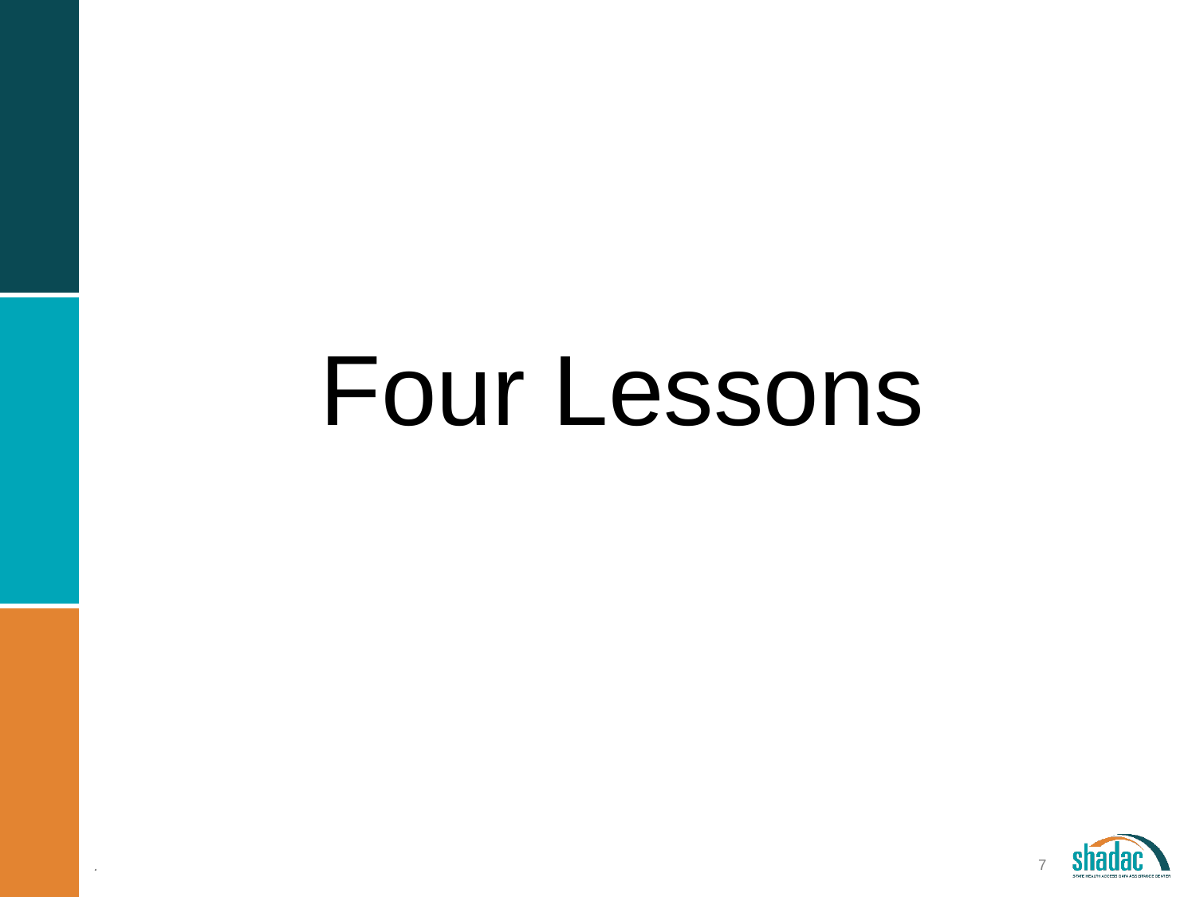# Four Lessons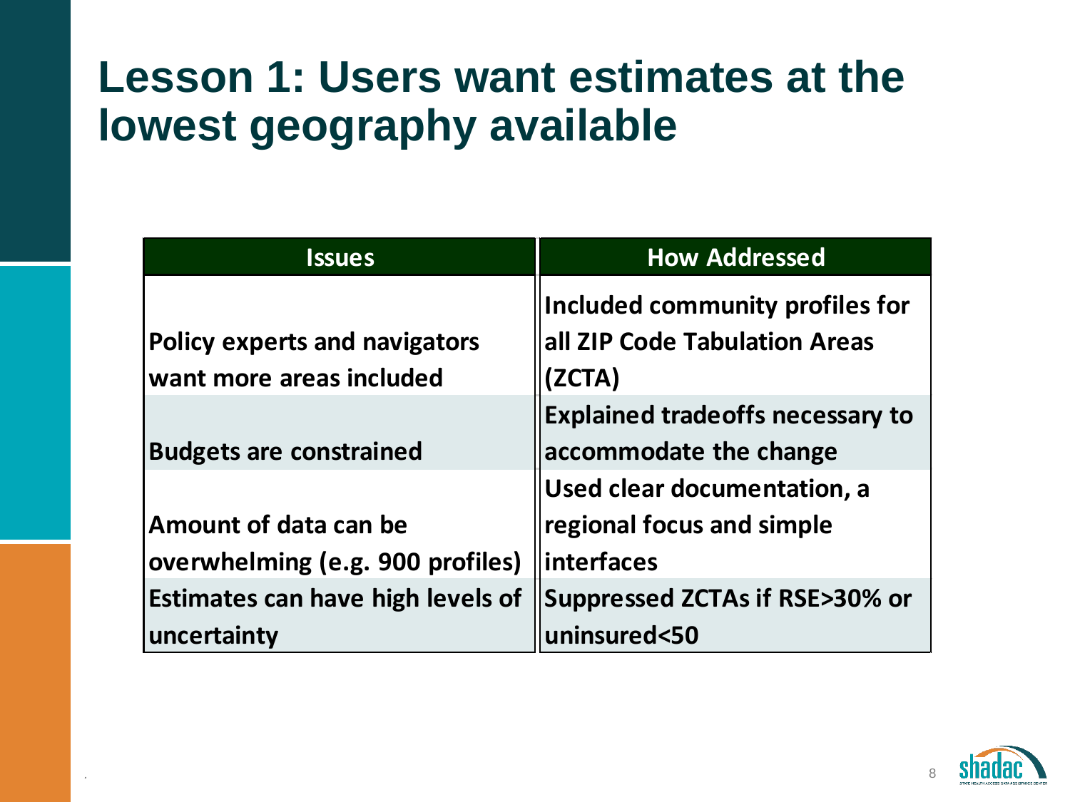# Lesson 1: Users want estimates at the lowest geography available

| Issues | How Addressed |
| --- | --- |
| Policy experts and navigators want more areas included | Included community profiles for all ZIP Code Tabulation Areas (ZCTA) |
| Budgets are constrained | Explained tradeoffs necessary to accommodate the change |
| Amount of data can be overwhelming (e.g. 900 profiles) | Used clear documentation, a regional focus and simple interfaces |
| Estimates can have high levels of uncertainty | Suppressed ZCTAs if RSE>30% or uninsured<50 |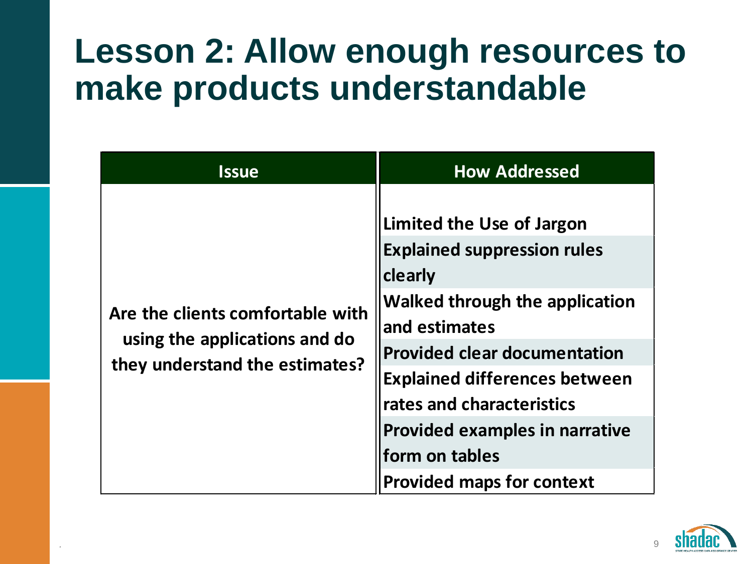# Lesson 2: Allow enough resources to make products understandable

| Issue | How Addressed |
| --- | --- |
| Are the clients comfortable with using the applications and do they understand the estimates? | Limited the Use of Jargon |
| | Explained suppression rules clearly |
| | Walked through the application and estimates |
| | Provided clear documentation |
| | Explained differences between rates and characteristics |
| | Provided examples in narrative form on tables |
| | Provided maps for context |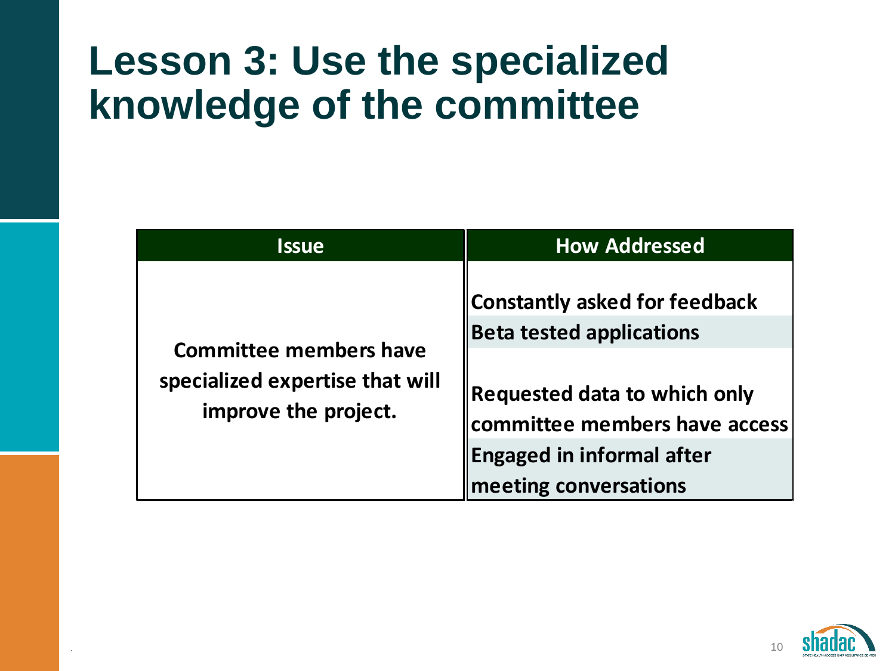# Lesson 3: Use the specialized knowledge of the committee

| Issue | How Addressed |
|---|---|
| Committee members have specialized expertise that will improve the project. | Constantly asked for feedback |
| | Beta tested applications |
| | Requested data to which only committee members have access |
| | Engaged in informal after meeting conversations |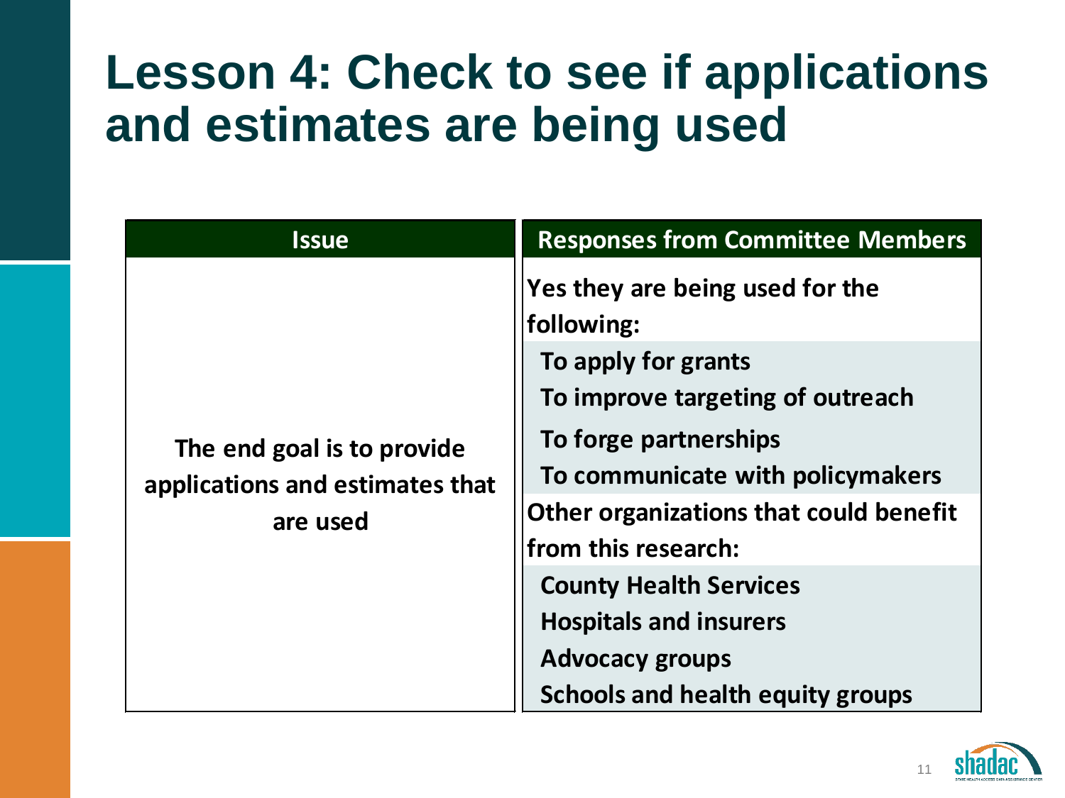# Lesson 4: Check to see if applications and estimates are being used

| Issue | Responses from Committee Members |
| --- | --- |
| The end goal is to provide applications and estimates that are used | **Yes they are being used for the following:**<br>To apply for grants<br>To improve targeting of outreach<br>To forge partnerships<br>To communicate with policymakers<br>**Other organizations that could benefit from this research:**<br>County Health Services<br>Hospitals and insurers<br>Advocacy groups<br>Schools and health equity groups |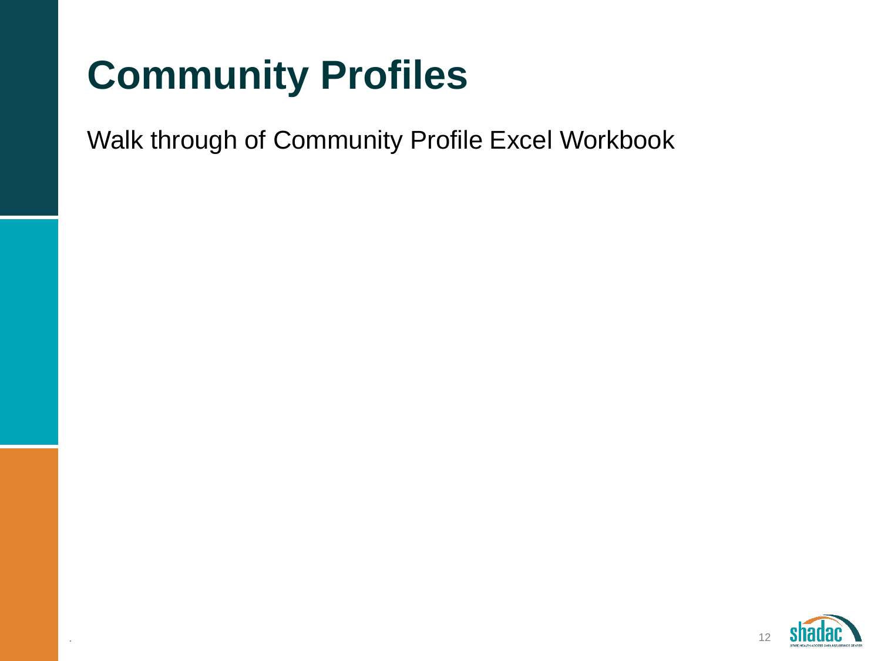# Community Profiles

Walk through of Community Profile Excel Workbook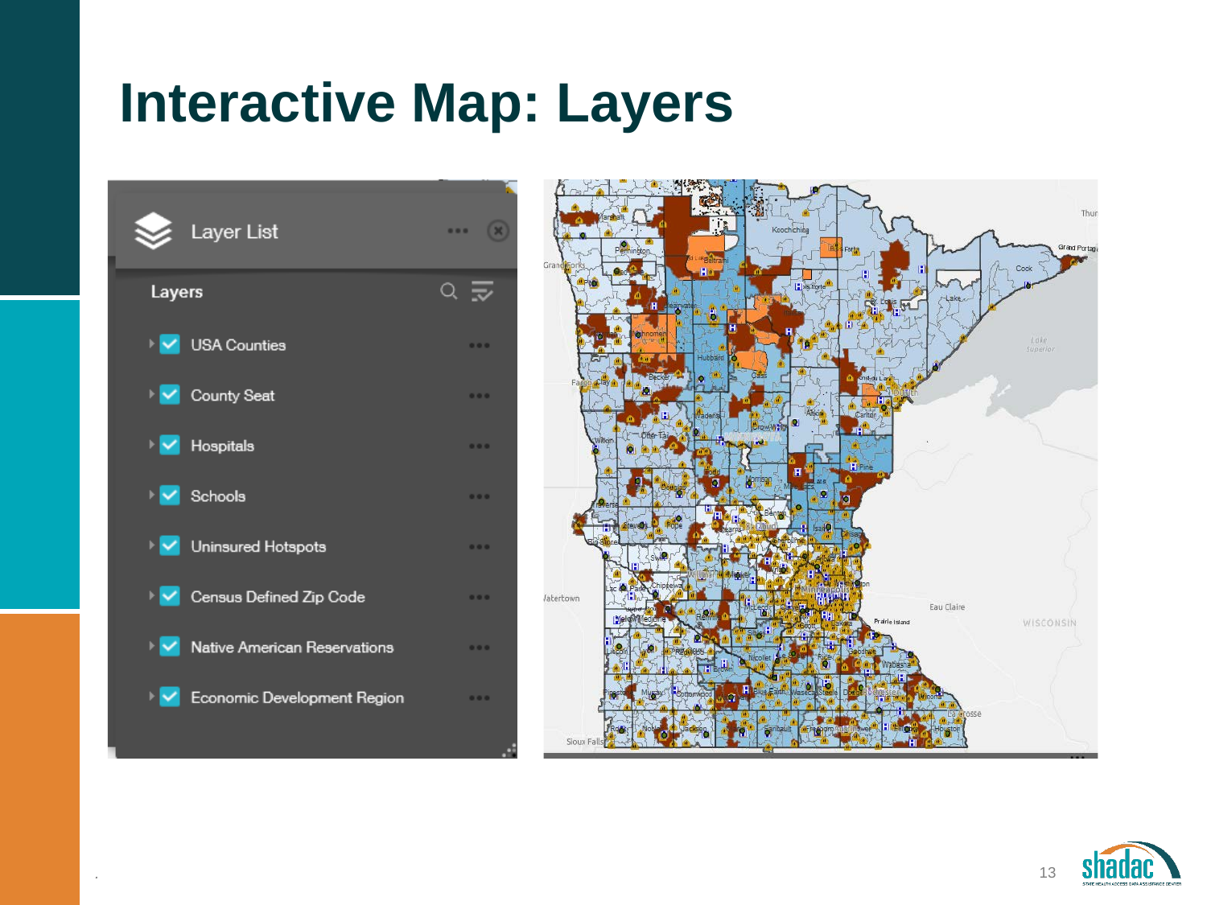# Interactive Map: Layers

Layer List

Layers

- USA Counties
- County Seat
- Hospitals
- Schools
- Uninsured Hotspots
- Census Defined Zip Code
- Native American Reservations
- Economic Development Region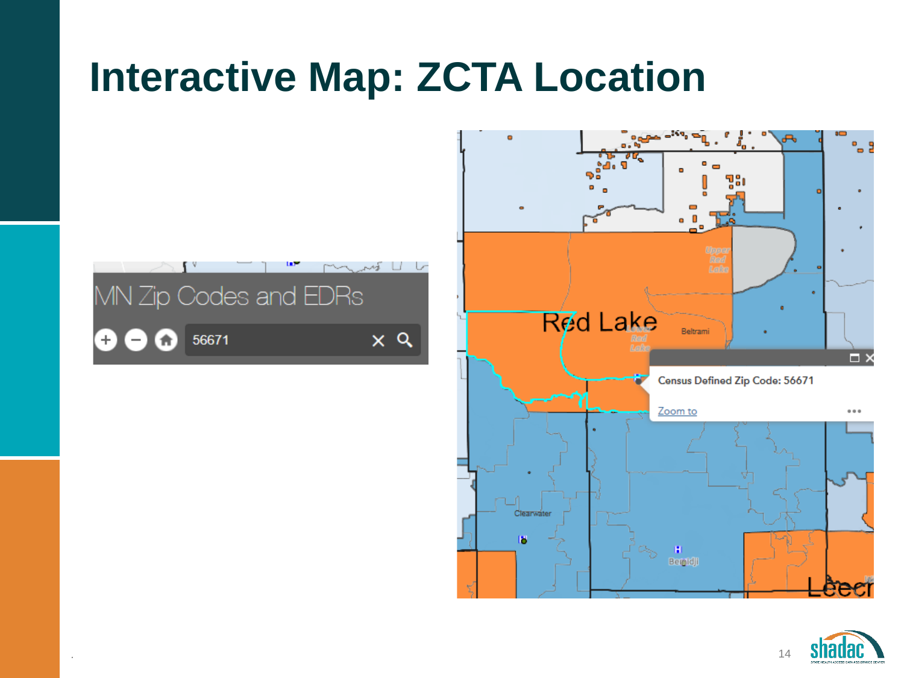# Interactive Map: ZCTA Location

MN Zip Codes and EDRs

56671

Red Lake

Beltrami

Upper Red Lake

Lower Red Lake

Census Defined Zip Code: 56671

Zoom to

Clearwater

Bemidji

Leech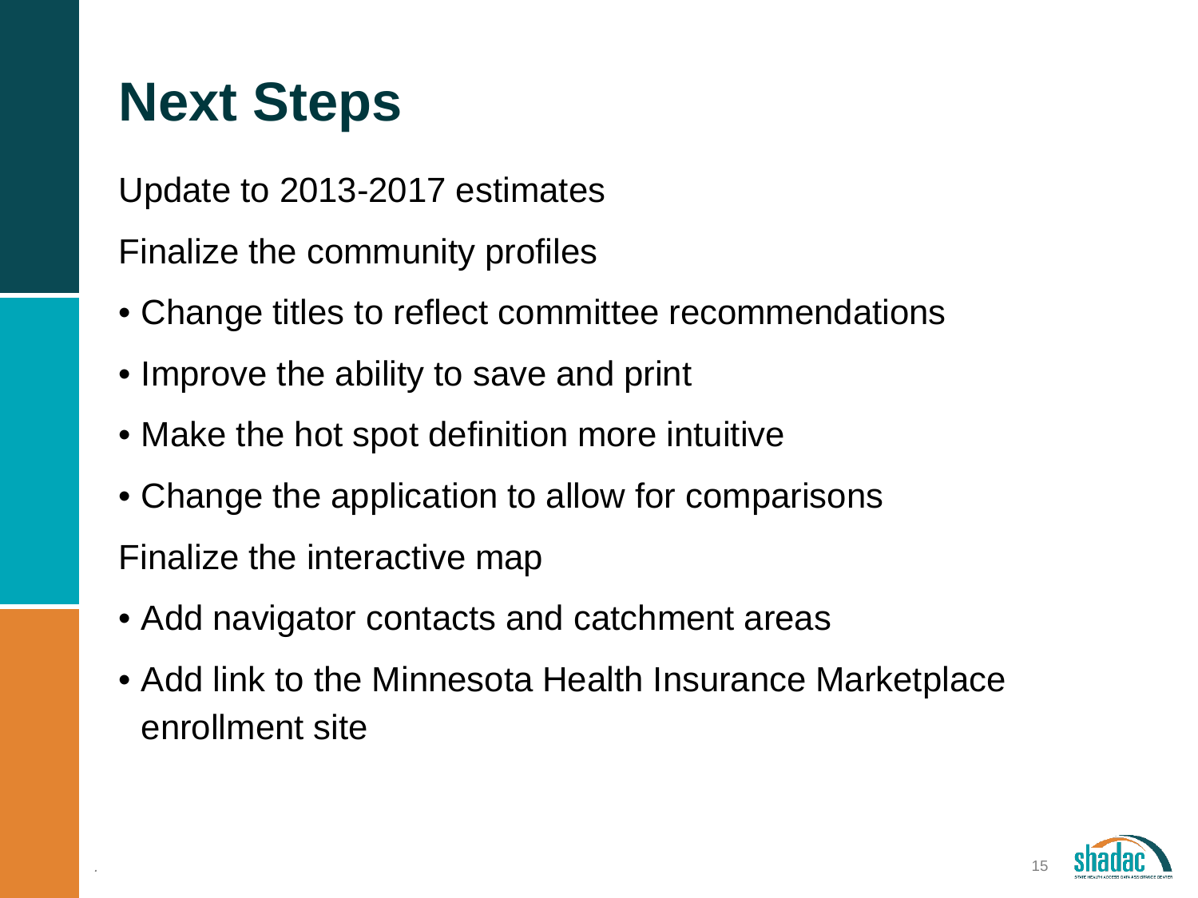# Next Steps

Update to 2013-2017 estimates

Finalize the community profiles

- Change titles to reflect committee recommendations
- Improve the ability to save and print
- Make the hot spot definition more intuitive
- Change the application to allow for comparisons

Finalize the interactive map

- Add navigator contacts and catchment areas
- Add link to the Minnesota Health Insurance Marketplace enrollment site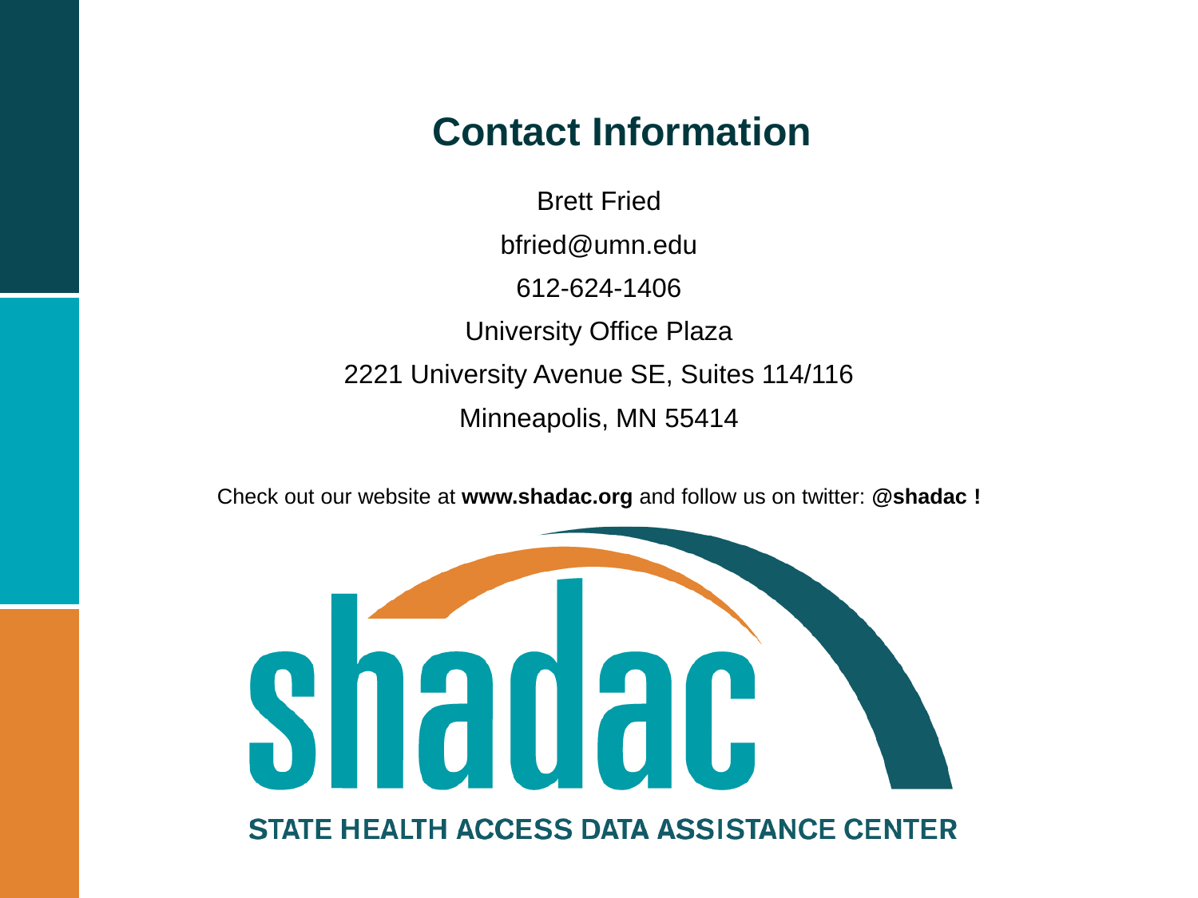# Contact Information

Brett Fried

bfried@umn.edu

612-624-1406

University Office Plaza

2221 University Avenue SE, Suites 114/116

Minneapolis, MN 55414

Check out our website at **www.shadac.org** and follow us on twitter: @**shadac !**

shadac

STATE HEALTH ACCESS DATA ASSISTANCE CENTER